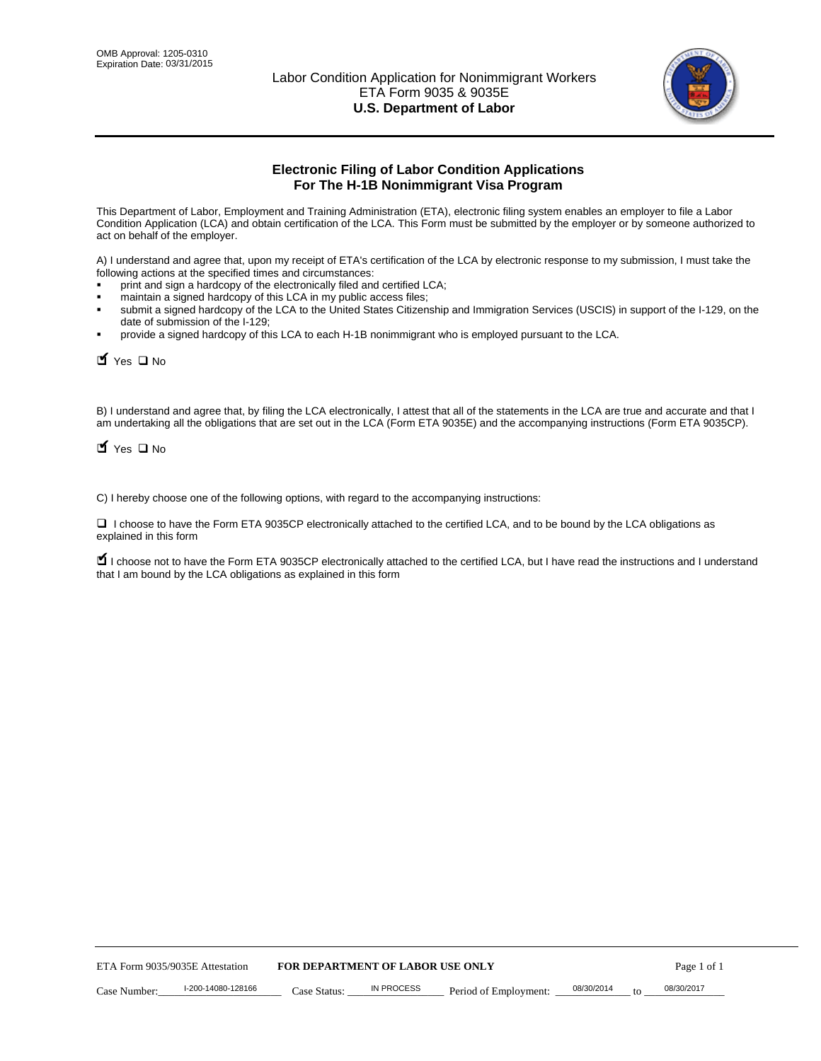OMB Approval: 1205-0310
Expiration Date: 03/31/2015

Labor Condition Application for Nonimmigrant Workers
ETA Form 9035 & 9035E
**U.S. Department of Labor**

## Electronic Filing of Labor Condition Applications For The H-1B Nonimmigrant Visa Program

This Department of Labor, Employment and Training Administration (ETA), electronic filing system enables an employer to file a Labor Condition Application (LCA) and obtain certification of the LCA. This Form must be submitted by the employer or by someone authorized to act on behalf of the employer.

A) I understand and agree that, upon my receipt of ETA's certification of the LCA by electronic response to my submission, I must take the following actions at the specified times and circumstances:

- print and sign a hardcopy of the electronically filed and certified LCA;
- maintain a signed hardcopy of this LCA in my public access files;
- submit a signed hardcopy of the LCA to the United States Citizenship and Immigration Services (USCIS) in support of the I-129, on the date of submission of the I-129;
- provide a signed hardcopy of this LCA to each H-1B nonimmigrant who is employed pursuant to the LCA.

☑ Yes ☐ No

B) I understand and agree that, by filing the LCA electronically, I attest that all of the statements in the LCA are true and accurate and that I am undertaking all the obligations that are set out in the LCA (Form ETA 9035E) and the accompanying instructions (Form ETA 9035CP).

☑ Yes ☐ No

C) I hereby choose one of the following options, with regard to the accompanying instructions:

☐ I choose to have the Form ETA 9035CP electronically attached to the certified LCA, and to be bound by the LCA obligations as explained in this form

☑ I choose not to have the Form ETA 9035CP electronically attached to the certified LCA, but I have read the instructions and I understand that I am bound by the LCA obligations as explained in this form

ETA Form 9035/9035E Attestation **FOR DEPARTMENT OF LABOR USE ONLY**

Case Number: I-200-14080-128166 Case Status: IN PROCESS Period of Employment: 08/30/2014 to 08/30/2017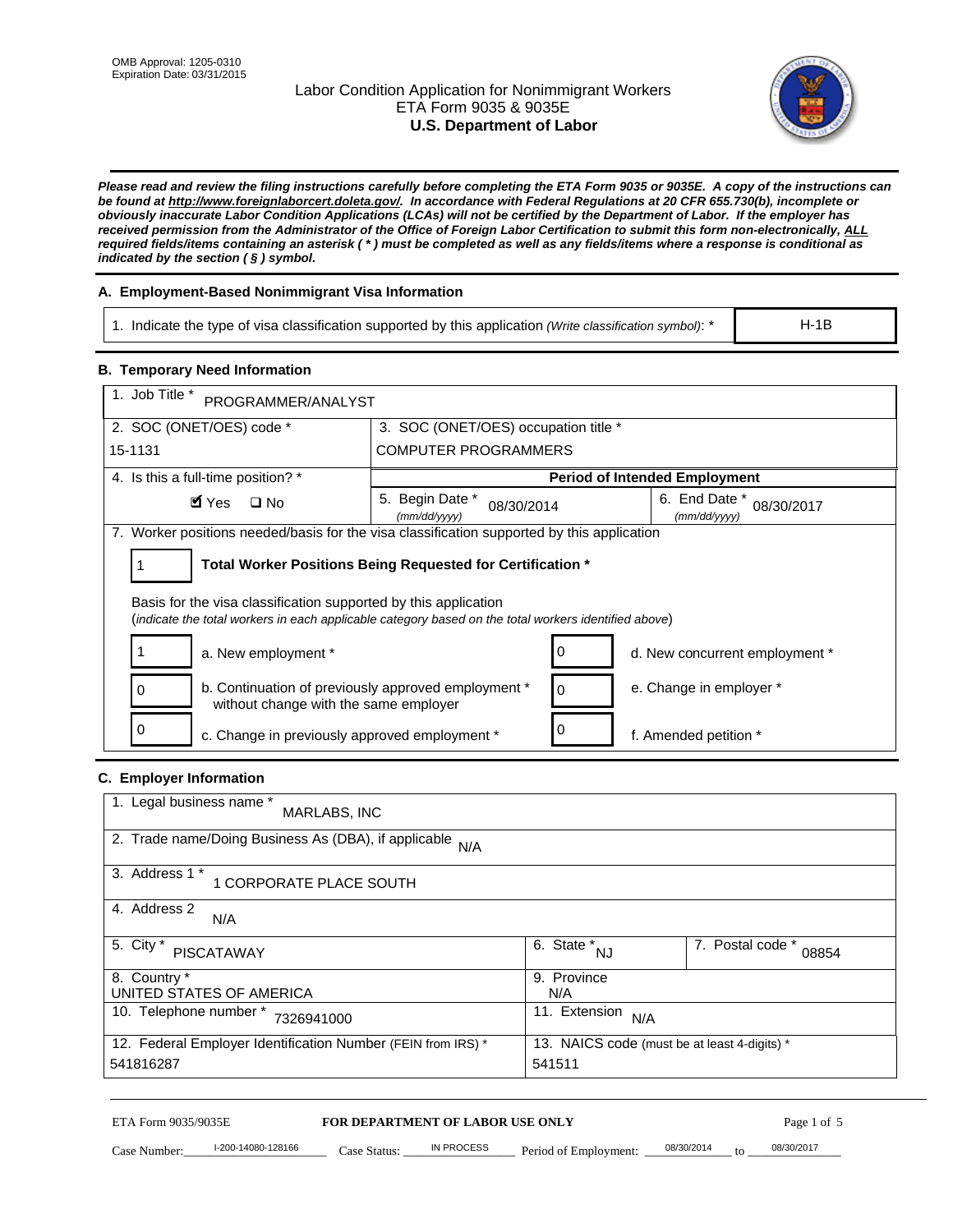OMB Approval: 1205-0310
Expiration Date: 03/31/2015

# Labor Condition Application for Nonimmigrant Workers
## ETA Form 9035 & 9035E
## U.S. Department of Labor

***Please read and review the filing instructions carefully before completing the ETA Form 9035 or 9035E. A copy of the instructions can be found at http://www.foreignlaborcert.doleta.gov/. In accordance with Federal Regulations at 20 CFR 655.730(b), incomplete or obviously inaccurate Labor Condition Applications (LCAs) will not be certified by the Department of Labor. If the employer has received permission from the Administrator of the Office of Foreign Labor Certification to submit this form non-electronically, ALL required fields/items containing an asterisk ( * ) must be completed as well as any fields/items where a response is conditional as indicated by the section ( § ) symbol.***

### A. Employment-Based Nonimmigrant Visa Information

| 1. Indicate the type of visa classification supported by this application *(Write classification symbol)*: * | H-1B |
|---|---|

### B. Temporary Need Information

| 1. Job Title * PROGRAMMER/ANALYST | | |
|---|---|---|
| 2. SOC (ONET/OES) code * 15-1131 | 3. SOC (ONET/OES) occupation title * COMPUTER PROGRAMMERS | |
| 4. Is this a full-time position? * ☑ Yes ☐ No | **Period of Intended Employment** | |
| | 5. Begin Date * *(mm/dd/yyyy)* 08/30/2014 | 6. End Date * *(mm/dd/yyyy)* 08/30/2017 |

7. Worker positions needed/basis for the visa classification supported by this application

1 **Total Worker Positions Being Requested for Certification ***

Basis for the visa classification supported by this application
(*indicate the total workers in each applicable category based on the total workers identified above*)

| | | | |
|---|---|---|---|
| 1 | a. New employment * | 0 | d. New concurrent employment * |
| 0 | b. Continuation of previously approved employment * without change with the same employer | 0 | e. Change in employer * |
| 0 | c. Change in previously approved employment * | 0 | f. Amended petition * |

### C. Employer Information

| | | |
|---|---|---|
| 1. Legal business name * MARLABS, INC | | |
| 2. Trade name/Doing Business As (DBA), if applicable N/A | | |
| 3. Address 1 * 1 CORPORATE PLACE SOUTH | | |
| 4. Address 2 N/A | | |
| 5. City * PISCATAWAY | 6. State * NJ | 7. Postal code * 08854 |
| 8. Country * UNITED STATES OF AMERICA | 9. Province N/A | |
| 10. Telephone number * 7326941000 | 11. Extension N/A | |
| 12. Federal Employer Identification Number (FEIN from IRS) * 541816287 | 13. NAICS code (must be at least 4-digits) * 541511 | |

ETA Form 9035/9035E **FOR DEPARTMENT OF LABOR USE ONLY**

Case Number: I-200-14080-128166 Case Status: IN PROCESS Period of Employment: 08/30/2014 to 08/30/2017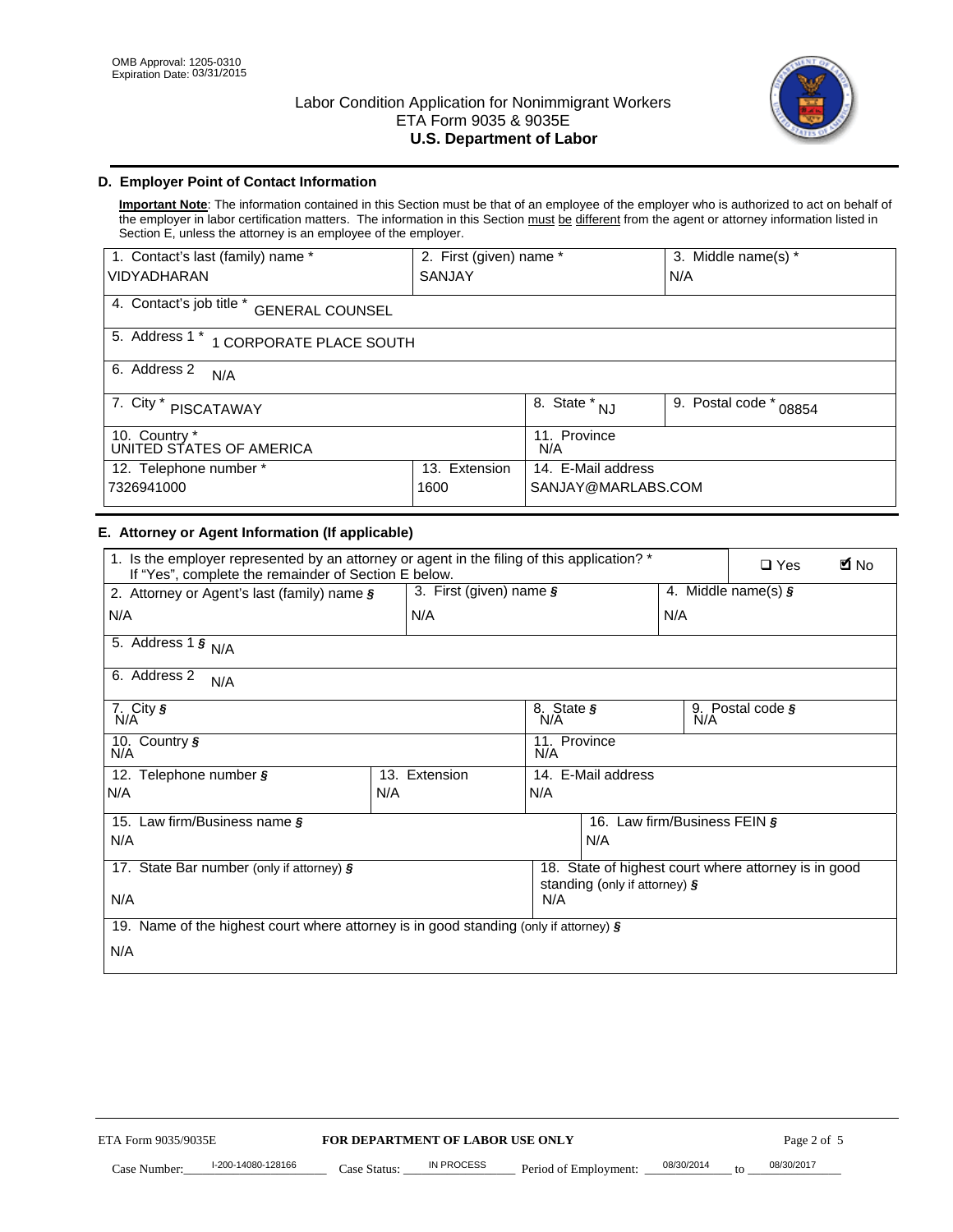## D. Employer Point of Contact Information

**Important Note**: The information contained in this Section must be that of an employee of the employer who is authorized to act on behalf of the employer in labor certification matters. The information in this Section must be different from the agent or attorney information listed in Section E, unless the attorney is an employee of the employer.

| 1. Contact's last (family) name * | 2. First (given) name * | 3. Middle name(s) * |
|---|---|---|
| VIDYADHARAN | SANJAY | N/A |

| 4. Contact's job title * GENERAL COUNSEL |
|---|
| 5. Address 1 * 1 CORPORATE PLACE SOUTH |
| 6. Address 2 N/A |

| 7. City * PISCATAWAY | 8. State * NJ | 9. Postal code * 08854 |
|---|---|---|

| 10. Country * UNITED STATES OF AMERICA | 11. Province N/A |
|---|---|

| 12. Telephone number * | 13. Extension | 14. E-Mail address |
|---|---|---|
| 7326941000 | 1600 | SANJAY@MARLABS.COM |

## E. Attorney or Agent Information (If applicable)

| 1. Is the employer represented by an attorney or agent in the filing of this application? * If "Yes", complete the remainder of Section E below. | ☐ Yes | ☑ No |
|---|---|---|

| 2. Attorney or Agent's last (family) name § | 3. First (given) name § | 4. Middle name(s) § |
|---|---|---|
| N/A | N/A | N/A |

| 5. Address 1 § N/A |
|---|
| 6. Address 2 N/A |

| 7. City § N/A | 8. State § N/A | 9. Postal code § N/A |
|---|---|---|

| 10. Country § N/A | 11. Province N/A |
|---|---|

| 12. Telephone number § | 13. Extension | 14. E-Mail address |
|---|---|---|
| N/A | N/A | N/A |

| 15. Law firm/Business name § | 16. Law firm/Business FEIN § |
|---|---|
| N/A | N/A |

| 17. State Bar number (only if attorney) § | 18. State of highest court where attorney is in good standing (only if attorney) § |
|---|---|
| N/A | N/A |

| 19. Name of the highest court where attorney is in good standing (only if attorney) § |
|---|
| N/A |

ETA Form 9035/9035E **FOR DEPARTMENT OF LABOR USE ONLY**

Case Number: I-200-14080-128166 Case Status: IN PROCESS Period of Employment: 08/30/2014 to 08/30/2017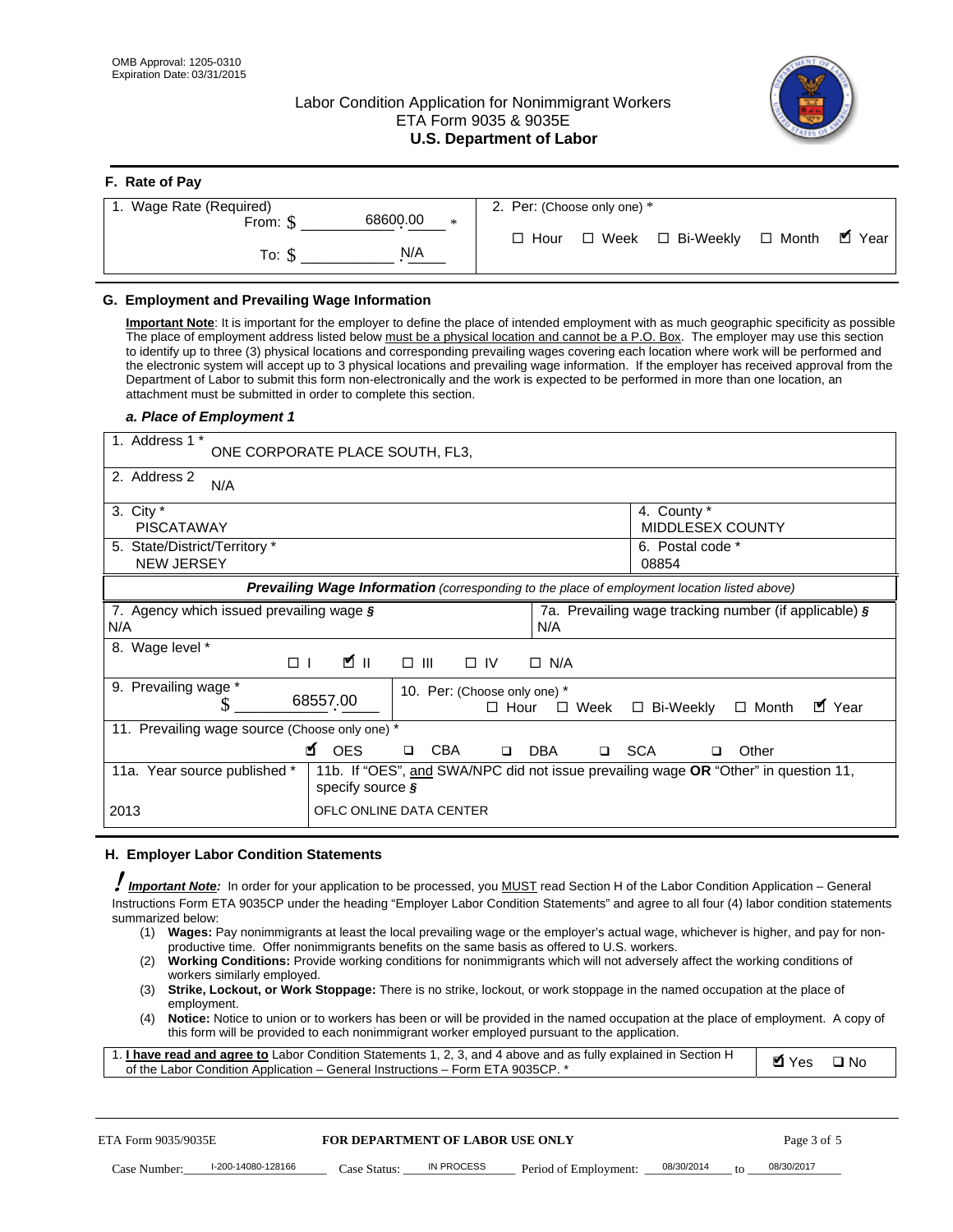Labor Condition Application for Nonimmigrant Workers
ETA Form 9035 & 9035E
**U.S. Department of Labor**

OMB Approval: 1205-0310
Expiration Date: 03/31/2015

## F. Rate of Pay

| 1. Wage Rate (Required) | 2. Per: (Choose only one) * |
|---|---|
| From: $ 68600.00 * | ☐ Hour ☐ Week ☐ Bi-Weekly ☐ Month ☑ Year |
| To: $ N/A | |

## G. Employment and Prevailing Wage Information

**Important Note**: It is important for the employer to define the place of intended employment with as much geographic specificity as possible The place of employment address listed below must be a physical location and cannot be a P.O. Box. The employer may use this section to identify up to three (3) physical locations and corresponding prevailing wages covering each location where work will be performed and the electronic system will accept up to 3 physical locations and prevailing wage information. If the employer has received approval from the Department of Labor to submit this form non-electronically and the work is expected to be performed in more than one location, an attachment must be submitted in order to complete this section.

### *a. Place of Employment 1*

| | |
|---|---|
| 1. Address 1 * ONE CORPORATE PLACE SOUTH, FL3, | |
| 2. Address 2 N/A | |
| 3. City * PISCATAWAY | 4. County * MIDDLESEX COUNTY |
| 5. State/District/Territory * NEW JERSEY | 6. Postal code * 08854 |

***Prevailing Wage Information*** *(corresponding to the place of employment location listed above)*

| | |
|---|---|
| 7. Agency which issued prevailing wage § N/A | 7a. Prevailing wage tracking number (if applicable) § N/A |
| 8. Wage level * ☐ I ☑ II ☐ III ☐ IV ☐ N/A | |
| 9. Prevailing wage * $ 68557.00 | 10. Per: (Choose only one) * ☐ Hour ☐ Week ☐ Bi-Weekly ☐ Month ☑ Year |
| 11. Prevailing wage source (Choose only one) * ☑ OES ☐ CBA ☐ DBA ☐ SCA ☐ Other | |
| 11a. Year source published * 2013 | 11b. If "OES", and SWA/NPC did not issue prevailing wage **OR** "Other" in question 11, specify source § OFLC ONLINE DATA CENTER |

## H. Employer Labor Condition Statements

***Important Note:*** In order for your application to be processed, you MUST read Section H of the Labor Condition Application – General Instructions Form ETA 9035CP under the heading "Employer Labor Condition Statements" and agree to all four (4) labor condition statements summarized below:

(1) **Wages:** Pay nonimmigrants at least the local prevailing wage or the employer's actual wage, whichever is higher, and pay for non-productive time. Offer nonimmigrants benefits on the same basis as offered to U.S. workers.
(2) **Working Conditions:** Provide working conditions for nonimmigrants which will not adversely affect the working conditions of workers similarly employed.
(3) **Strike, Lockout, or Work Stoppage:** There is no strike, lockout, or work stoppage in the named occupation at the place of employment.
(4) **Notice:** Notice to union or to workers has been or will be provided in the named occupation at the place of employment. A copy of this form will be provided to each nonimmigrant worker employed pursuant to the application.

| | |
|---|---|
| 1. **I have read and agree to** Labor Condition Statements 1, 2, 3, and 4 above and as fully explained in Section H of the Labor Condition Application – General Instructions – Form ETA 9035CP. * | ☑ Yes ☐ No |

ETA Form 9035/9035E — **FOR DEPARTMENT OF LABOR USE ONLY**

Case Number: I-200-14080-128166 Case Status: IN PROCESS Period of Employment: 08/30/2014 to 08/30/2017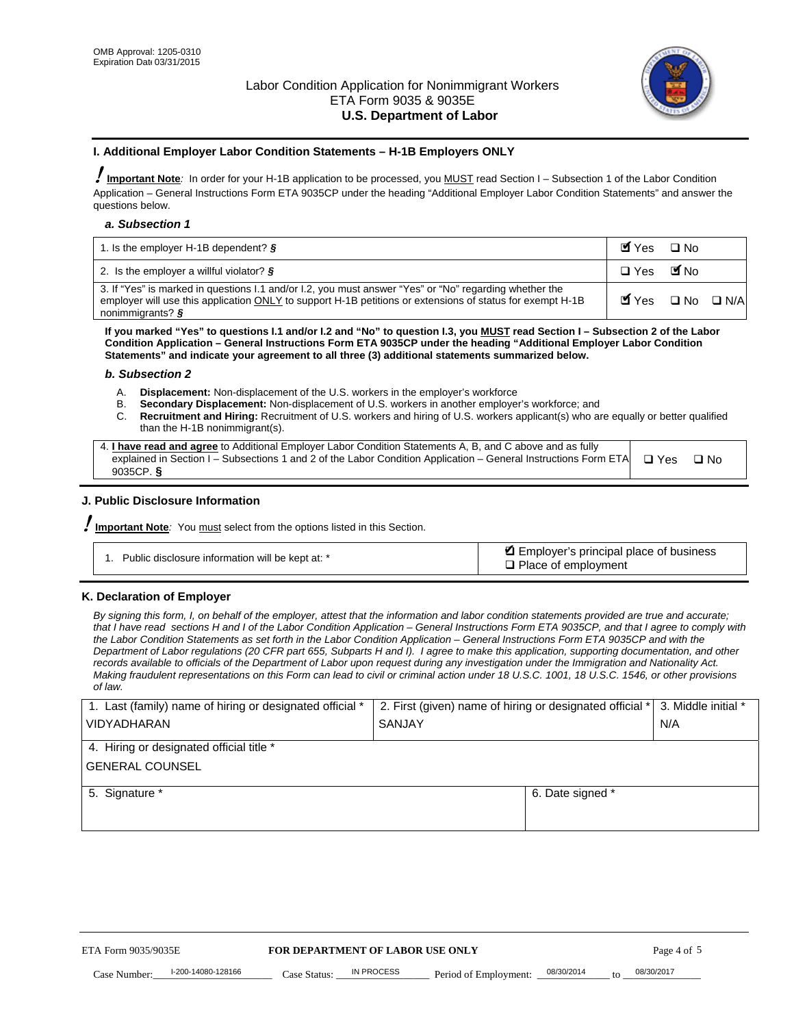OMB Approval: 1205-0310
Expiration Date 03/31/2015

# Labor Condition Application for Nonimmigrant Workers
ETA Form 9035 & 9035E
**U.S. Department of Labor**

## I. Additional Employer Labor Condition Statements – H-1B Employers ONLY

**Important Note**: In order for your H-1B application to be processed, you MUST read Section I – Subsection 1 of the Labor Condition Application – General Instructions Form ETA 9035CP under the heading "Additional Employer Labor Condition Statements" and answer the questions below.

### *a. Subsection 1*

| | |
|---|---|
| 1. Is the employer H-1B dependent? § | ☑ Yes ☐ No |
| 2. Is the employer a willful violator? § | ☐ Yes ☑ No |
| 3. If "Yes" is marked in questions I.1 and/or I.2, you must answer "Yes" or "No" regarding whether the employer will use this application ONLY to support H-1B petitions or extensions of status for exempt H-1B nonimmigrants? § | ☑ Yes ☐ No ☐ N/A |

**If you marked "Yes" to questions I.1 and/or I.2 and "No" to question I.3, you MUST read Section I – Subsection 2 of the Labor Condition Application – General Instructions Form ETA 9035CP under the heading "Additional Employer Labor Condition Statements" and indicate your agreement to all three (3) additional statements summarized below.**

### *b. Subsection 2*

A. **Displacement:** Non-displacement of the U.S. workers in the employer's workforce
B. **Secondary Displacement:** Non-displacement of U.S. workers in another employer's workforce; and
C. **Recruitment and Hiring:** Recruitment of U.S. workers and hiring of U.S. workers applicant(s) who are equally or better qualified than the H-1B nonimmigrant(s).

| | |
|---|---|
| 4. **I have read and agree** to Additional Employer Labor Condition Statements A, B, and C above and as fully explained in Section I – Subsections 1 and 2 of the Labor Condition Application – General Instructions Form ETA 9035CP. § | ☐ Yes ☐ No |

## J. Public Disclosure Information

**Important Note**: You must select from the options listed in this Section.

| | |
|---|---|
| 1. Public disclosure information will be kept at: * | ☑ Employer's principal place of business<br>☐ Place of employment |

## K. Declaration of Employer

*By signing this form, I, on behalf of the employer, attest that the information and labor condition statements provided are true and accurate; that I have read sections H and I of the Labor Condition Application – General Instructions Form ETA 9035CP, and that I agree to comply with the Labor Condition Statements as set forth in the Labor Condition Application – General Instructions Form ETA 9035CP and with the Department of Labor regulations (20 CFR part 655, Subparts H and I). I agree to make this application, supporting documentation, and other records available to officials of the Department of Labor upon request during any investigation under the Immigration and Nationality Act. Making fraudulent representations on this Form can lead to civil or criminal action under 18 U.S.C. 1001, 18 U.S.C. 1546, or other provisions of law.*

| 1. Last (family) name of hiring or designated official * | 2. First (given) name of hiring or designated official * | 3. Middle initial * |
|---|---|---|
| VIDYADHARAN | SANJAY | N/A |
| 4. Hiring or designated official title * | | |
| GENERAL COUNSEL | | |
| 5. Signature * | 6. Date signed * | |
| | | |

ETA Form 9035/9035E — **FOR DEPARTMENT OF LABOR USE ONLY**

Case Number: I-200-14080-128166 Case Status: IN PROCESS Period of Employment: 08/30/2014 to 08/30/2017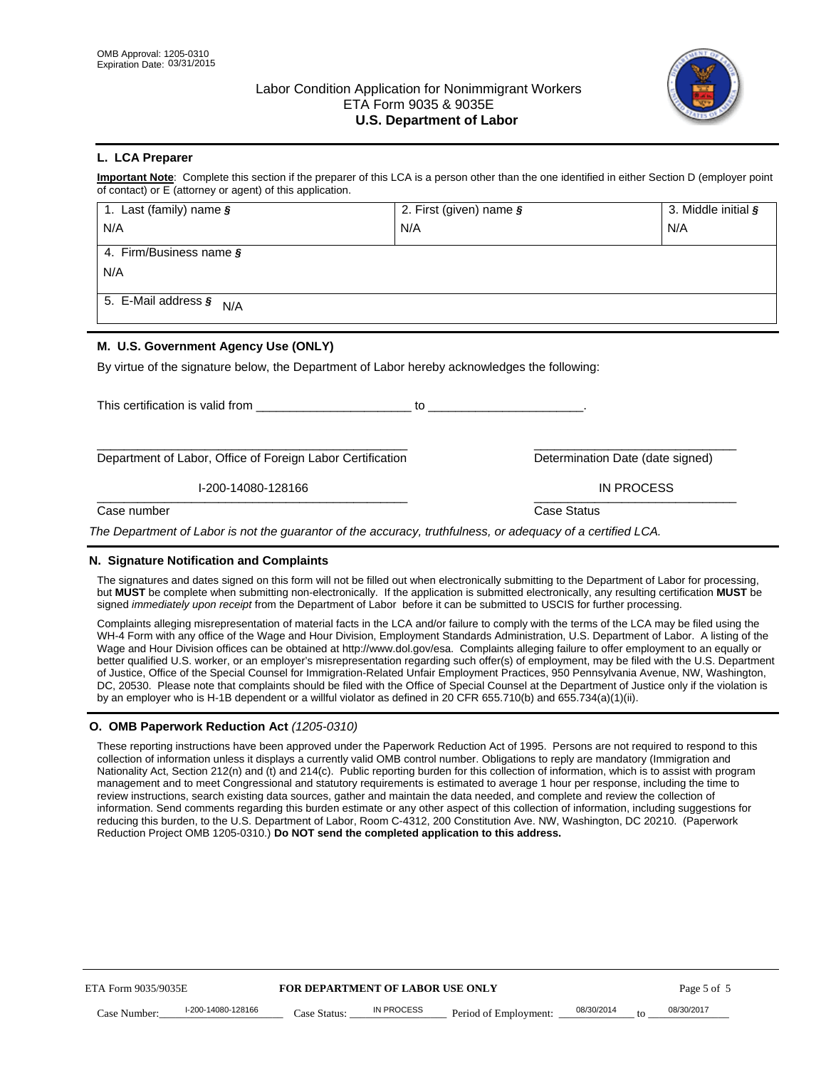OMB Approval: 1205-0310
Expiration Date: 03/31/2015

Labor Condition Application for Nonimmigrant Workers
ETA Form 9035 & 9035E
**U.S. Department of Labor**

## L. LCA Preparer

**Important Note**: Complete this section if the preparer of this LCA is a person other than the one identified in either Section D (employer point of contact) or E (attorney or agent) of this application.

| 1. Last (family) name § | 2. First (given) name § | 3. Middle initial § |
|---|---|---|
| N/A | N/A | N/A |

4. Firm/Business name §

N/A

5. E-Mail address § N/A

## M. U.S. Government Agency Use (ONLY)

By virtue of the signature below, the Department of Labor hereby acknowledges the following:

This certification is valid from ______________________ to ______________________.

_______________________________________________ ______________________________

Department of Labor, Office of Foreign Labor Certification    Determination Date (date signed)

I-200-14080-128166    IN PROCESS

Case number    Case Status

*The Department of Labor is not the guarantor of the accuracy, truthfulness, or adequacy of a certified LCA.*

## N. Signature Notification and Complaints

The signatures and dates signed on this form will not be filled out when electronically submitting to the Department of Labor for processing, but **MUST** be complete when submitting non-electronically. If the application is submitted electronically, any resulting certification **MUST** be signed *immediately upon receipt* from the Department of Labor before it can be submitted to USCIS for further processing.

Complaints alleging misrepresentation of material facts in the LCA and/or failure to comply with the terms of the LCA may be filed using the WH-4 Form with any office of the Wage and Hour Division, Employment Standards Administration, U.S. Department of Labor. A listing of the Wage and Hour Division offices can be obtained at http://www.dol.gov/esa. Complaints alleging failure to offer employment to an equally or better qualified U.S. worker, or an employer's misrepresentation regarding such offer(s) of employment, may be filed with the U.S. Department of Justice, Office of the Special Counsel for Immigration-Related Unfair Employment Practices, 950 Pennsylvania Avenue, NW, Washington, DC, 20530. Please note that complaints should be filed with the Office of Special Counsel at the Department of Justice only if the violation is by an employer who is H-1B dependent or a willful violator as defined in 20 CFR 655.710(b) and 655.734(a)(1)(ii).

## O. OMB Paperwork Reduction Act *(1205-0310)*

These reporting instructions have been approved under the Paperwork Reduction Act of 1995. Persons are not required to respond to this collection of information unless it displays a currently valid OMB control number. Obligations to reply are mandatory (Immigration and Nationality Act, Section 212(n) and (t) and 214(c). Public reporting burden for this collection of information, which is to assist with program management and to meet Congressional and statutory requirements is estimated to average 1 hour per response, including the time to review instructions, search existing data sources, gather and maintain the data needed, and complete and review the collection of information. Send comments regarding this burden estimate or any other aspect of this collection of information, including suggestions for reducing this burden, to the U.S. Department of Labor, Room C-4312, 200 Constitution Ave. NW, Washington, DC 20210. (Paperwork Reduction Project OMB 1205-0310.) **Do NOT send the completed application to this address.**

ETA Form 9035/9035E    **FOR DEPARTMENT OF LABOR USE ONLY**

Case Number: I-200-14080-128166    Case Status: IN PROCESS    Period of Employment: 08/30/2014 to 08/30/2017